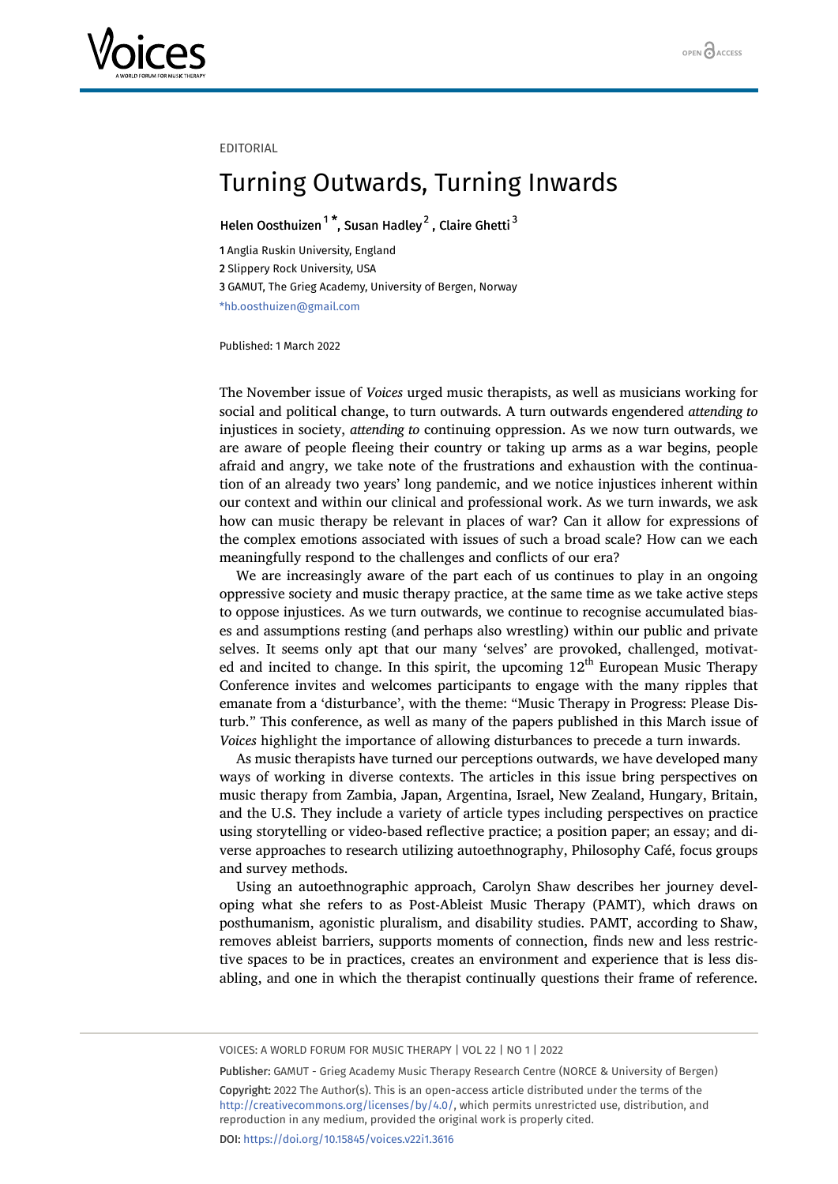EDITORIAL

# Turning Outwards, Turning Inwards

Helen Oosthuizen [1*], Susan Hadley [2], Claire Ghetti [3]

1 Anglia Ruskin University, England
2 Slippery Rock University, USA
3 GAMUT, The Grieg Academy, University of Bergen, Norway
*hb.oosthuizen@gmail.com

Published: 1 March 2022

The November issue of *Voices* urged music therapists, as well as musicians working for social and political change, to turn outwards. A turn outwards engendered *attending to* injustices in society, *attending to* continuing oppression. As we now turn outwards, we are aware of people fleeing their country or taking up arms as a war begins, people afraid and angry, we take note of the frustrations and exhaustion with the continuation of an already two years' long pandemic, and we notice injustices inherent within our context and within our clinical and professional work. As we turn inwards, we ask how can music therapy be relevant in places of war? Can it allow for expressions of the complex emotions associated with issues of such a broad scale? How can we each meaningfully respond to the challenges and conflicts of our era?

We are increasingly aware of the part each of us continues to play in an ongoing oppressive society and music therapy practice, at the same time as we take active steps to oppose injustices. As we turn outwards, we continue to recognise accumulated biases and assumptions resting (and perhaps also wrestling) within our public and private selves. It seems only apt that our many 'selves' are provoked, challenged, motivated and incited to change. In this spirit, the upcoming 12th European Music Therapy Conference invites and welcomes participants to engage with the many ripples that emanate from a 'disturbance', with the theme: "Music Therapy in Progress: Please Disturb." This conference, as well as many of the papers published in this March issue of *Voices* highlight the importance of allowing disturbances to precede a turn inwards.

As music therapists have turned our perceptions outwards, we have developed many ways of working in diverse contexts. The articles in this issue bring perspectives on music therapy from Zambia, Japan, Argentina, Israel, New Zealand, Hungary, Britain, and the U.S. They include a variety of article types including perspectives on practice using storytelling or video-based reflective practice; a position paper; an essay; and diverse approaches to research utilizing autoethnography, Philosophy Café, focus groups and survey methods.

Using an autoethnographic approach, Carolyn Shaw describes her journey developing what she refers to as Post-Ableist Music Therapy (PAMT), which draws on posthumanism, agonistic pluralism, and disability studies. PAMT, according to Shaw, removes ableist barriers, supports moments of connection, finds new and less restrictive spaces to be in practices, creates an environment and experience that is less disabling, and one in which the therapist continually questions their frame of reference.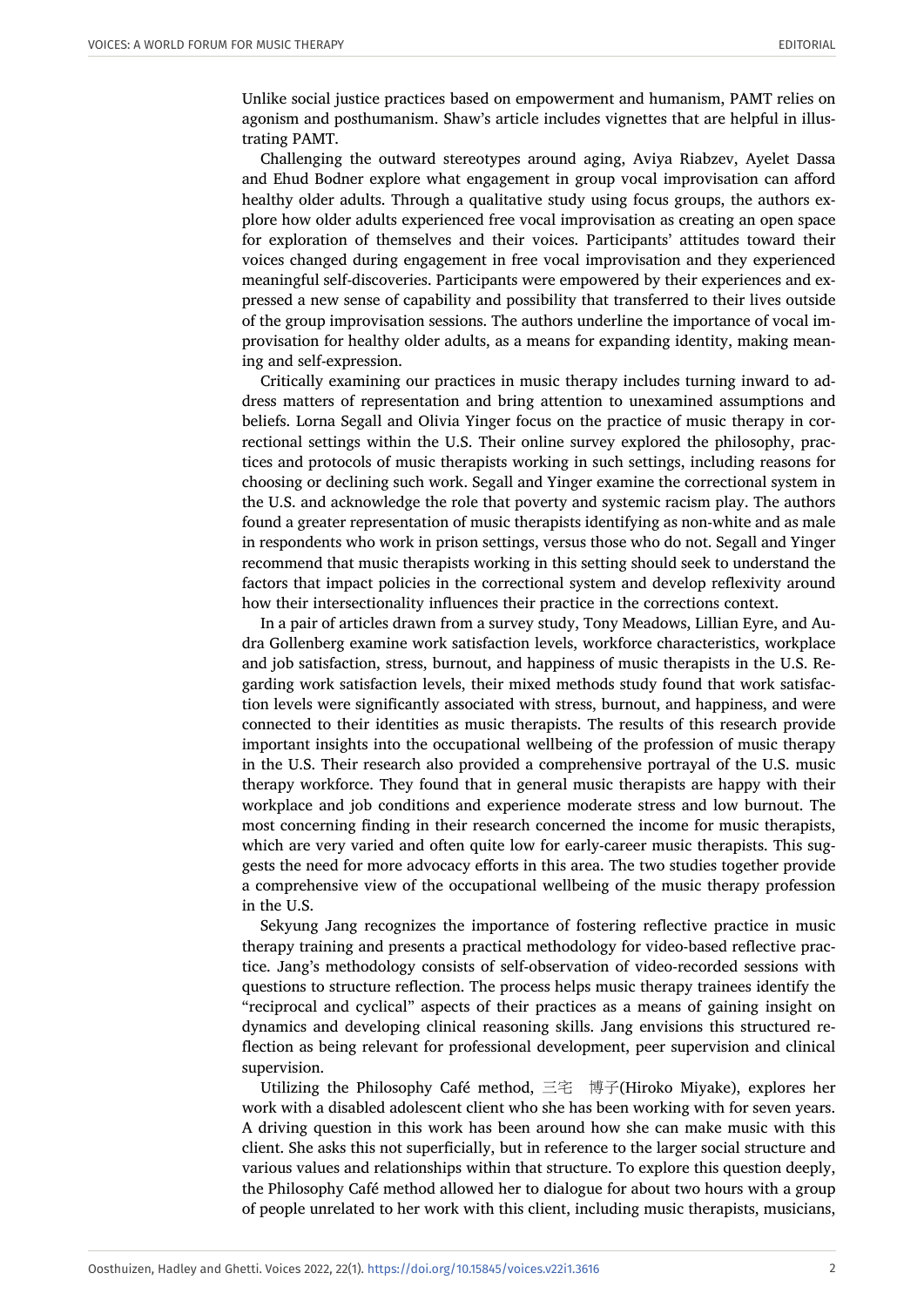Unlike social justice practices based on empowerment and humanism, PAMT relies on agonism and posthumanism. Shaw's article includes vignettes that are helpful in illustrating PAMT.

Challenging the outward stereotypes around aging, Aviya Riabzev, Ayelet Dassa and Ehud Bodner explore what engagement in group vocal improvisation can afford healthy older adults. Through a qualitative study using focus groups, the authors explore how older adults experienced free vocal improvisation as creating an open space for exploration of themselves and their voices. Participants' attitudes toward their voices changed during engagement in free vocal improvisation and they experienced meaningful self-discoveries. Participants were empowered by their experiences and expressed a new sense of capability and possibility that transferred to their lives outside of the group improvisation sessions. The authors underline the importance of vocal improvisation for healthy older adults, as a means for expanding identity, making meaning and self-expression.

Critically examining our practices in music therapy includes turning inward to address matters of representation and bring attention to unexamined assumptions and beliefs. Lorna Segall and Olivia Yinger focus on the practice of music therapy in correctional settings within the U.S. Their online survey explored the philosophy, practices and protocols of music therapists working in such settings, including reasons for choosing or declining such work. Segall and Yinger examine the correctional system in the U.S. and acknowledge the role that poverty and systemic racism play. The authors found a greater representation of music therapists identifying as non-white and as male in respondents who work in prison settings, versus those who do not. Segall and Yinger recommend that music therapists working in this setting should seek to understand the factors that impact policies in the correctional system and develop reflexivity around how their intersectionality influences their practice in the corrections context.

In a pair of articles drawn from a survey study, Tony Meadows, Lillian Eyre, and Audra Gollenberg examine work satisfaction levels, workforce characteristics, workplace and job satisfaction, stress, burnout, and happiness of music therapists in the U.S. Regarding work satisfaction levels, their mixed methods study found that work satisfaction levels were significantly associated with stress, burnout, and happiness, and were connected to their identities as music therapists. The results of this research provide important insights into the occupational wellbeing of the profession of music therapy in the U.S. Their research also provided a comprehensive portrayal of the U.S. music therapy workforce. They found that in general music therapists are happy with their workplace and job conditions and experience moderate stress and low burnout. The most concerning finding in their research concerned the income for music therapists, which are very varied and often quite low for early-career music therapists. This suggests the need for more advocacy efforts in this area. The two studies together provide a comprehensive view of the occupational wellbeing of the music therapy profession in the U.S.

Sekyung Jang recognizes the importance of fostering reflective practice in music therapy training and presents a practical methodology for video-based reflective practice. Jang's methodology consists of self-observation of video-recorded sessions with questions to structure reflection. The process helps music therapy trainees identify the "reciprocal and cyclical" aspects of their practices as a means of gaining insight on dynamics and developing clinical reasoning skills. Jang envisions this structured reflection as being relevant for professional development, peer supervision and clinical supervision.

Utilizing the Philosophy Café method, 三宅　博子(Hiroko Miyake), explores her work with a disabled adolescent client who she has been working with for seven years. A driving question in this work has been around how she can make music with this client. She asks this not superficially, but in reference to the larger social structure and various values and relationships within that structure. To explore this question deeply, the Philosophy Café method allowed her to dialogue for about two hours with a group of people unrelated to her work with this client, including music therapists, musicians,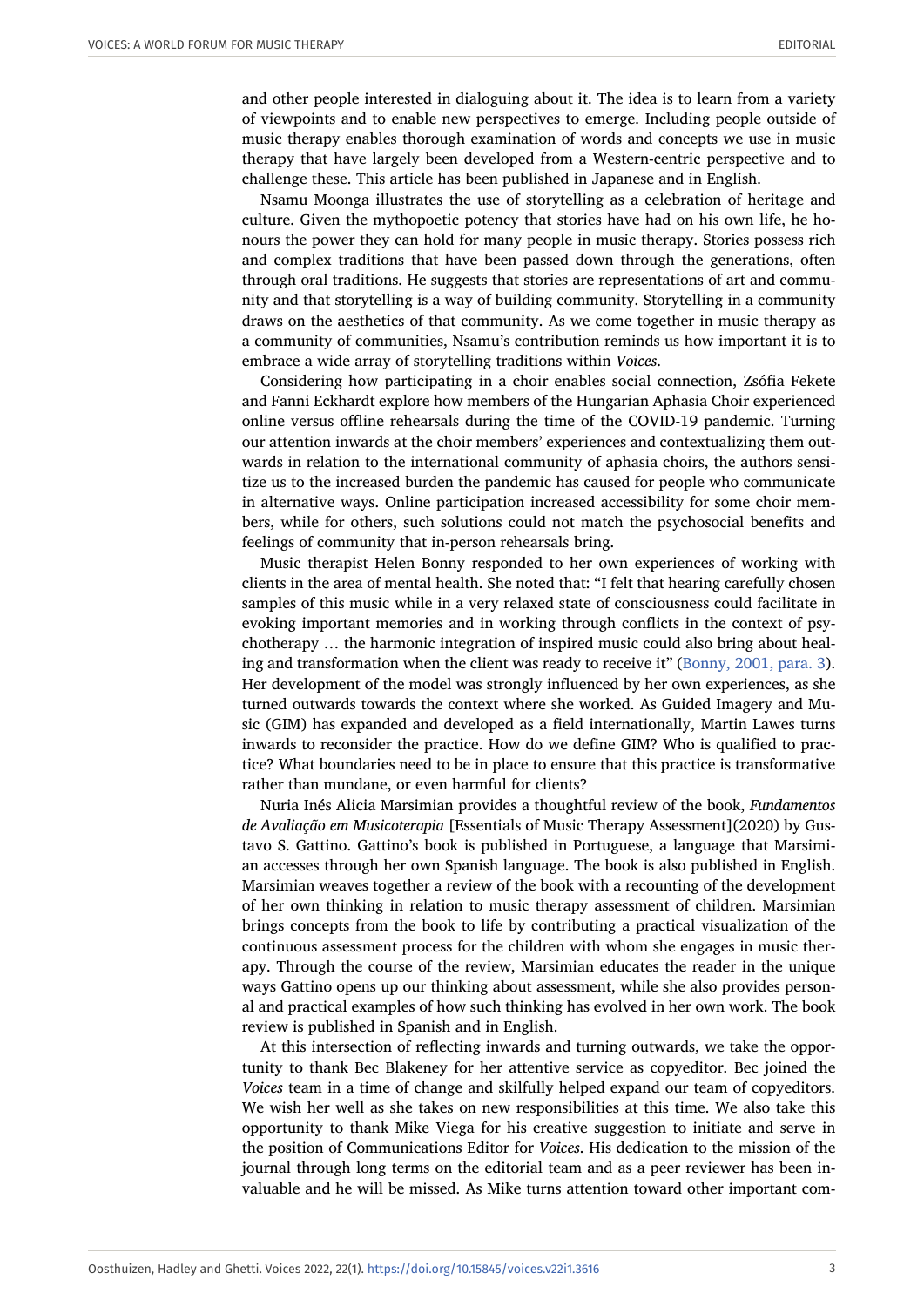and other people interested in dialoguing about it. The idea is to learn from a variety of viewpoints and to enable new perspectives to emerge. Including people outside of music therapy enables thorough examination of words and concepts we use in music therapy that have largely been developed from a Western-centric perspective and to challenge these. This article has been published in Japanese and in English.

Nsamu Moonga illustrates the use of storytelling as a celebration of heritage and culture. Given the mythopoetic potency that stories have had on his own life, he honours the power they can hold for many people in music therapy. Stories possess rich and complex traditions that have been passed down through the generations, often through oral traditions. He suggests that stories are representations of art and community and that storytelling is a way of building community. Storytelling in a community draws on the aesthetics of that community. As we come together in music therapy as a community of communities, Nsamu's contribution reminds us how important it is to embrace a wide array of storytelling traditions within *Voices*.

Considering how participating in a choir enables social connection, Zsófia Fekete and Fanni Eckhardt explore how members of the Hungarian Aphasia Choir experienced online versus offline rehearsals during the time of the COVID-19 pandemic. Turning our attention inwards at the choir members' experiences and contextualizing them outwards in relation to the international community of aphasia choirs, the authors sensitize us to the increased burden the pandemic has caused for people who communicate in alternative ways. Online participation increased accessibility for some choir members, while for others, such solutions could not match the psychosocial benefits and feelings of community that in-person rehearsals bring.

Music therapist Helen Bonny responded to her own experiences of working with clients in the area of mental health. She noted that: "I felt that hearing carefully chosen samples of this music while in a very relaxed state of consciousness could facilitate in evoking important memories and in working through conflicts in the context of psychotherapy … the harmonic integration of inspired music could also bring about healing and transformation when the client was ready to receive it" (Bonny, 2001, para. 3). Her development of the model was strongly influenced by her own experiences, as she turned outwards towards the context where she worked. As Guided Imagery and Music (GIM) has expanded and developed as a field internationally, Martin Lawes turns inwards to reconsider the practice. How do we define GIM? Who is qualified to practice? What boundaries need to be in place to ensure that this practice is transformative rather than mundane, or even harmful for clients?

Nuria Inés Alicia Marsimian provides a thoughtful review of the book, *Fundamentos de Avaliação em Musicoterapia* [Essentials of Music Therapy Assessment](2020) by Gustavo S. Gattino. Gattino's book is published in Portuguese, a language that Marsimian accesses through her own Spanish language. The book is also published in English. Marsimian weaves together a review of the book with a recounting of the development of her own thinking in relation to music therapy assessment of children. Marsimian brings concepts from the book to life by contributing a practical visualization of the continuous assessment process for the children with whom she engages in music therapy. Through the course of the review, Marsimian educates the reader in the unique ways Gattino opens up our thinking about assessment, while she also provides personal and practical examples of how such thinking has evolved in her own work. The book review is published in Spanish and in English.

At this intersection of reflecting inwards and turning outwards, we take the opportunity to thank Bec Blakeney for her attentive service as copyeditor. Bec joined the *Voices* team in a time of change and skilfully helped expand our team of copyeditors. We wish her well as she takes on new responsibilities at this time. We also take this opportunity to thank Mike Viega for his creative suggestion to initiate and serve in the position of Communications Editor for *Voices*. His dedication to the mission of the journal through long terms on the editorial team and as a peer reviewer has been invaluable and he will be missed. As Mike turns attention toward other important com-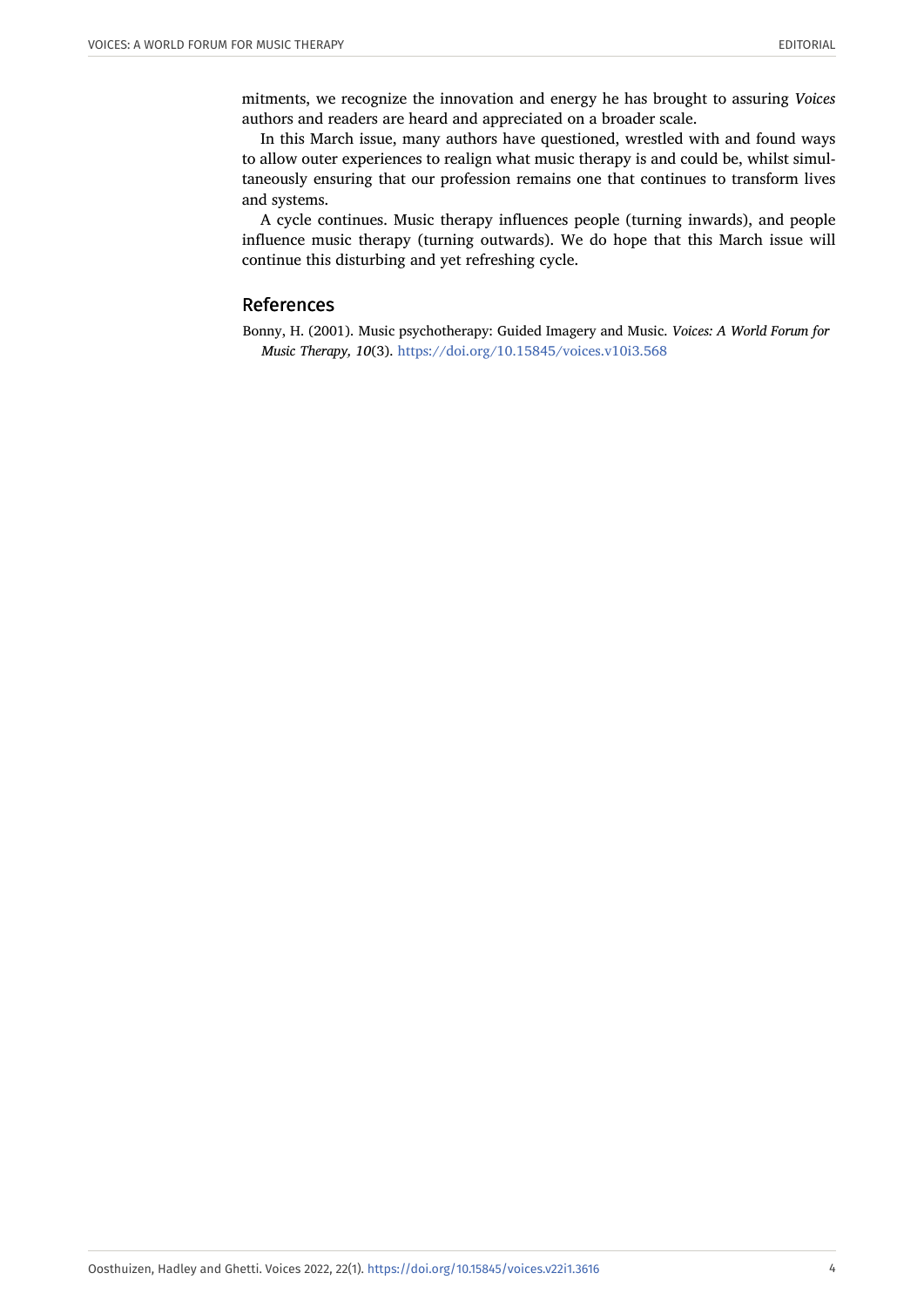mitments, we recognize the innovation and energy he has brought to assuring *Voices* authors and readers are heard and appreciated on a broader scale.

In this March issue, many authors have questioned, wrestled with and found ways to allow outer experiences to realign what music therapy is and could be, whilst simultaneously ensuring that our profession remains one that continues to transform lives and systems.

A cycle continues. Music therapy influences people (turning inwards), and people influence music therapy (turning outwards). We do hope that this March issue will continue this disturbing and yet refreshing cycle.

## References

Bonny, H. (2001). Music psychotherapy: Guided Imagery and Music. *Voices: A World Forum for Music Therapy, 10*(3). https://doi.org/10.15845/voices.v10i3.568